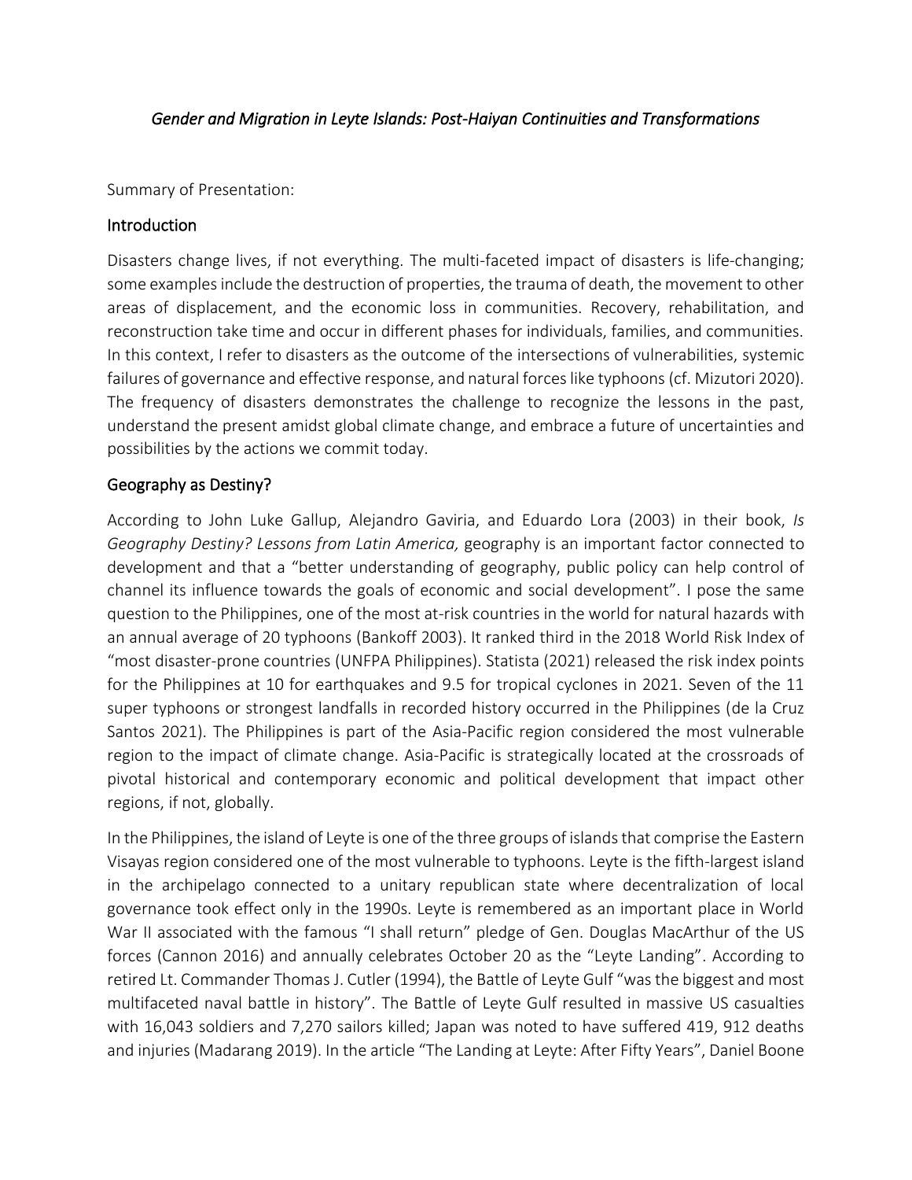*Gender and Migration in Leyte Islands: Post-Haiyan Continuities and Transformations*

Summary of Presentation:

## Introduction

Disasters change lives, if not everything. The multi-faceted impact of disasters is life-changing; some examples include the destruction of properties, the trauma of death, the movement to other areas of displacement, and the economic loss in communities. Recovery, rehabilitation, and reconstruction take time and occur in different phases for individuals, families, and communities. In this context, I refer to disasters as the outcome of the intersections of vulnerabilities, systemic failures of governance and effective response, and natural forces like typhoons (cf. Mizutori 2020). The frequency of disasters demonstrates the challenge to recognize the lessons in the past, understand the present amidst global climate change, and embrace a future of uncertainties and possibilities by the actions we commit today.

## Geography as Destiny?

According to John Luke Gallup, Alejandro Gaviria, and Eduardo Lora (2003) in their book, *Is Geography Destiny? Lessons from Latin America,* geography is an important factor connected to development and that a "better understanding of geography, public policy can help control of channel its influence towards the goals of economic and social development". I pose the same question to the Philippines, one of the most at-risk countries in the world for natural hazards with an annual average of 20 typhoons (Bankoff 2003). It ranked third in the 2018 World Risk Index of "most disaster-prone countries (UNFPA Philippines). Statista (2021) released the risk index points for the Philippines at 10 for earthquakes and 9.5 for tropical cyclones in 2021. Seven of the 11 super typhoons or strongest landfalls in recorded history occurred in the Philippines (de la Cruz Santos 2021). The Philippines is part of the Asia-Pacific region considered the most vulnerable region to the impact of climate change. Asia-Pacific is strategically located at the crossroads of pivotal historical and contemporary economic and political development that impact other regions, if not, globally.

In the Philippines, the island of Leyte is one of the three groups of islands that comprise the Eastern Visayas region considered one of the most vulnerable to typhoons. Leyte is the fifth-largest island in the archipelago connected to a unitary republican state where decentralization of local governance took effect only in the 1990s. Leyte is remembered as an important place in World War II associated with the famous "I shall return" pledge of Gen. Douglas MacArthur of the US forces (Cannon 2016) and annually celebrates October 20 as the "Leyte Landing". According to retired Lt. Commander Thomas J. Cutler (1994), the Battle of Leyte Gulf "was the biggest and most multifaceted naval battle in history". The Battle of Leyte Gulf resulted in massive US casualties with 16,043 soldiers and 7,270 sailors killed; Japan was noted to have suffered 419, 912 deaths and injuries (Madarang 2019). In the article "The Landing at Leyte: After Fifty Years", Daniel Boone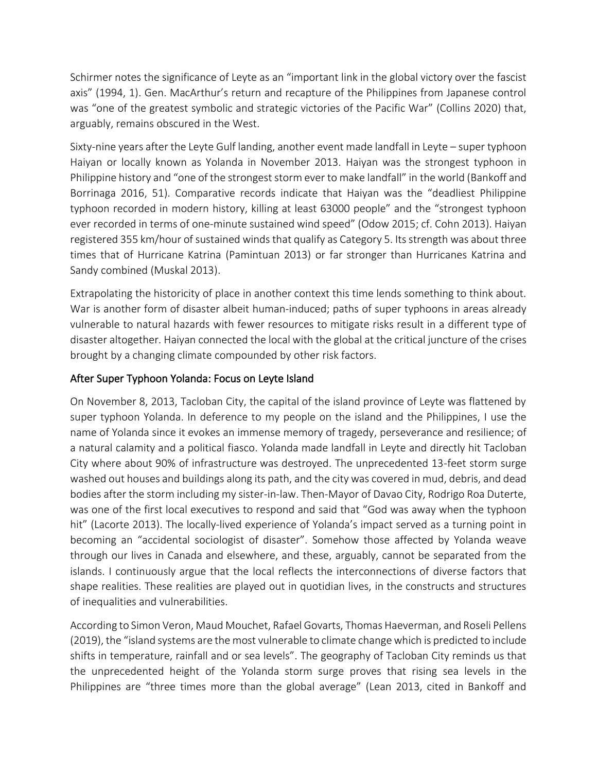Schirmer notes the significance of Leyte as an "important link in the global victory over the fascist axis" (1994, 1). Gen. MacArthur's return and recapture of the Philippines from Japanese control was "one of the greatest symbolic and strategic victories of the Pacific War" (Collins 2020) that, arguably, remains obscured in the West.

Sixty-nine years after the Leyte Gulf landing, another event made landfall in Leyte – super typhoon Haiyan or locally known as Yolanda in November 2013. Haiyan was the strongest typhoon in Philippine history and "one of the strongest storm ever to make landfall" in the world (Bankoff and Borrinaga 2016, 51). Comparative records indicate that Haiyan was the "deadliest Philippine typhoon recorded in modern history, killing at least 63000 people" and the "strongest typhoon ever recorded in terms of one-minute sustained wind speed" (Odow 2015; cf. Cohn 2013). Haiyan registered 355 km/hour of sustained winds that qualify as Category 5. Its strength was about three times that of Hurricane Katrina (Pamintuan 2013) or far stronger than Hurricanes Katrina and Sandy combined (Muskal 2013).

Extrapolating the historicity of place in another context this time lends something to think about. War is another form of disaster albeit human-induced; paths of super typhoons in areas already vulnerable to natural hazards with fewer resources to mitigate risks result in a different type of disaster altogether. Haiyan connected the local with the global at the critical juncture of the crises brought by a changing climate compounded by other risk factors.

## After Super Typhoon Yolanda: Focus on Leyte Island

On November 8, 2013, Tacloban City, the capital of the island province of Leyte was flattened by super typhoon Yolanda. In deference to my people on the island and the Philippines, I use the name of Yolanda since it evokes an immense memory of tragedy, perseverance and resilience; of a natural calamity and a political fiasco. Yolanda made landfall in Leyte and directly hit Tacloban City where about 90% of infrastructure was destroyed. The unprecedented 13-feet storm surge washed out houses and buildings along its path, and the city was covered in mud, debris, and dead bodies after the storm including my sister-in-law. Then-Mayor of Davao City, Rodrigo Roa Duterte, was one of the first local executives to respond and said that "God was away when the typhoon hit" (Lacorte 2013). The locally-lived experience of Yolanda's impact served as a turning point in becoming an "accidental sociologist of disaster". Somehow those affected by Yolanda weave through our lives in Canada and elsewhere, and these, arguably, cannot be separated from the islands. I continuously argue that the local reflects the interconnections of diverse factors that shape realities. These realities are played out in quotidian lives, in the constructs and structures of inequalities and vulnerabilities.

According to Simon Veron, Maud Mouchet, Rafael Govarts, Thomas Haeverman, and Roseli Pellens (2019), the "island systems are the most vulnerable to climate change which is predicted to include shifts in temperature, rainfall and or sea levels". The geography of Tacloban City reminds us that the unprecedented height of the Yolanda storm surge proves that rising sea levels in the Philippines are "three times more than the global average" (Lean 2013, cited in Bankoff and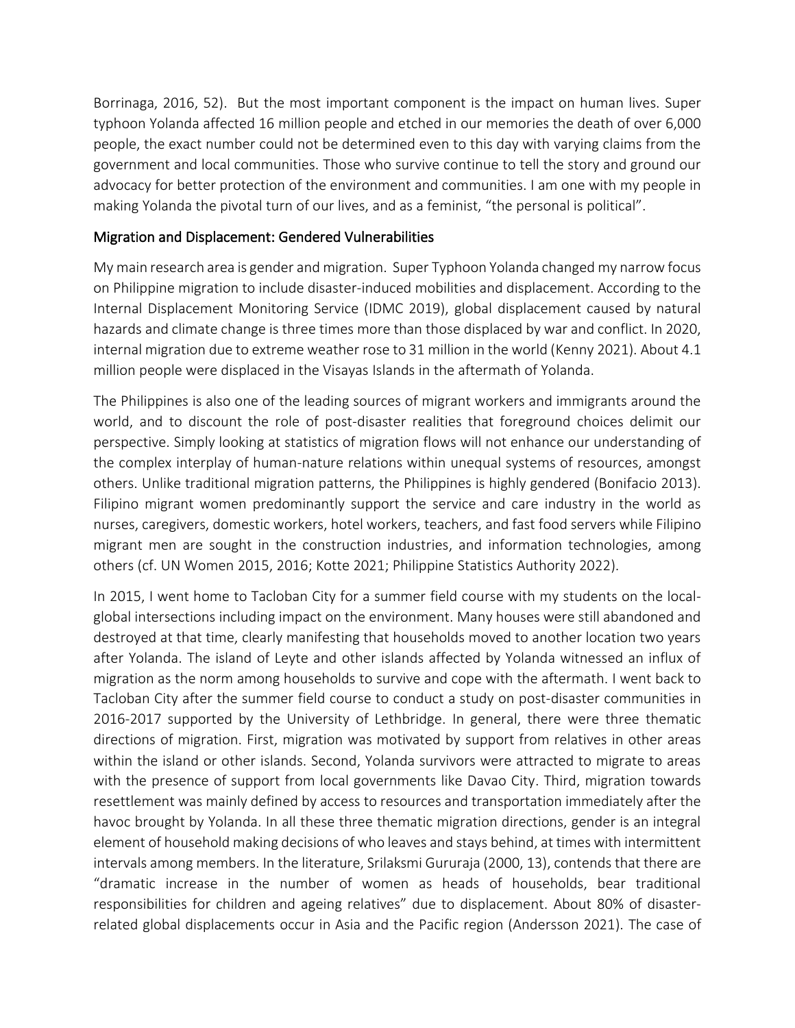Borrinaga, 2016, 52). But the most important component is the impact on human lives. Super typhoon Yolanda affected 16 million people and etched in our memories the death of over 6,000 people, the exact number could not be determined even to this day with varying claims from the government and local communities. Those who survive continue to tell the story and ground our advocacy for better protection of the environment and communities. I am one with my people in making Yolanda the pivotal turn of our lives, and as a feminist, "the personal is political".

## Migration and Displacement: Gendered Vulnerabilities

My main research area is gender and migration. Super Typhoon Yolanda changed my narrow focus on Philippine migration to include disaster-induced mobilities and displacement. According to the Internal Displacement Monitoring Service (IDMC 2019), global displacement caused by natural hazards and climate change is three times more than those displaced by war and conflict. In 2020, internal migration due to extreme weather rose to 31 million in the world (Kenny 2021). About 4.1 million people were displaced in the Visayas Islands in the aftermath of Yolanda.

The Philippines is also one of the leading sources of migrant workers and immigrants around the world, and to discount the role of post-disaster realities that foreground choices delimit our perspective. Simply looking at statistics of migration flows will not enhance our understanding of the complex interplay of human-nature relations within unequal systems of resources, amongst others. Unlike traditional migration patterns, the Philippines is highly gendered (Bonifacio 2013). Filipino migrant women predominantly support the service and care industry in the world as nurses, caregivers, domestic workers, hotel workers, teachers, and fast food servers while Filipino migrant men are sought in the construction industries, and information technologies, among others (cf. UN Women 2015, 2016; Kotte 2021; Philippine Statistics Authority 2022).

In 2015, I went home to Tacloban City for a summer field course with my students on the local-global intersections including impact on the environment. Many houses were still abandoned and destroyed at that time, clearly manifesting that households moved to another location two years after Yolanda. The island of Leyte and other islands affected by Yolanda witnessed an influx of migration as the norm among households to survive and cope with the aftermath. I went back to Tacloban City after the summer field course to conduct a study on post-disaster communities in 2016-2017 supported by the University of Lethbridge. In general, there were three thematic directions of migration. First, migration was motivated by support from relatives in other areas within the island or other islands. Second, Yolanda survivors were attracted to migrate to areas with the presence of support from local governments like Davao City. Third, migration towards resettlement was mainly defined by access to resources and transportation immediately after the havoc brought by Yolanda. In all these three thematic migration directions, gender is an integral element of household making decisions of who leaves and stays behind, at times with intermittent intervals among members. In the literature, Srilaksmi Gururaja (2000, 13), contends that there are "dramatic increase in the number of women as heads of households, bear traditional responsibilities for children and ageing relatives" due to displacement. About 80% of disaster-related global displacements occur in Asia and the Pacific region (Andersson 2021). The case of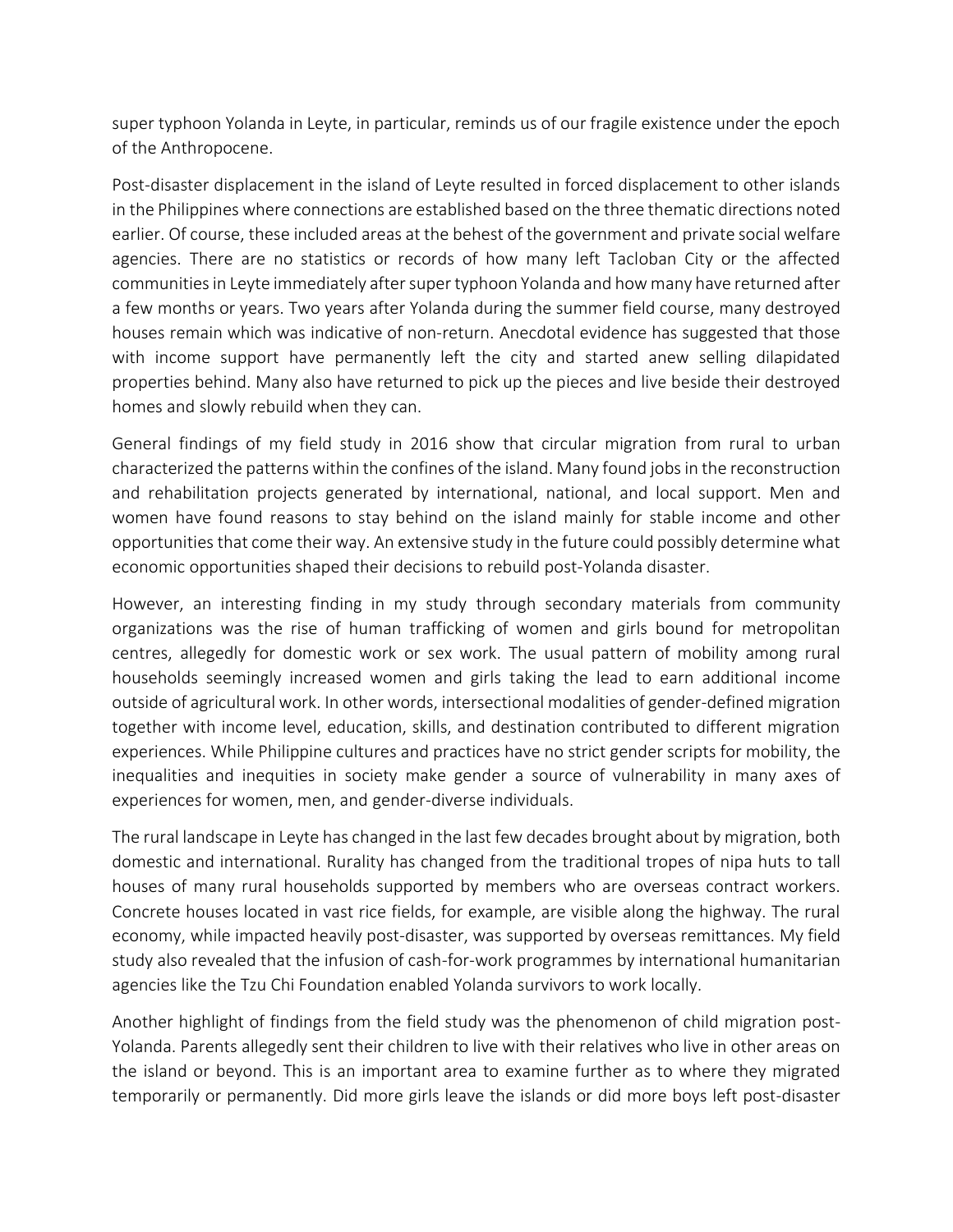super typhoon Yolanda in Leyte, in particular, reminds us of our fragile existence under the epoch of the Anthropocene.

Post-disaster displacement in the island of Leyte resulted in forced displacement to other islands in the Philippines where connections are established based on the three thematic directions noted earlier. Of course, these included areas at the behest of the government and private social welfare agencies. There are no statistics or records of how many left Tacloban City or the affected communities in Leyte immediately after super typhoon Yolanda and how many have returned after a few months or years. Two years after Yolanda during the summer field course, many destroyed houses remain which was indicative of non-return. Anecdotal evidence has suggested that those with income support have permanently left the city and started anew selling dilapidated properties behind. Many also have returned to pick up the pieces and live beside their destroyed homes and slowly rebuild when they can.

General findings of my field study in 2016 show that circular migration from rural to urban characterized the patterns within the confines of the island. Many found jobs in the reconstruction and rehabilitation projects generated by international, national, and local support. Men and women have found reasons to stay behind on the island mainly for stable income and other opportunities that come their way. An extensive study in the future could possibly determine what economic opportunities shaped their decisions to rebuild post-Yolanda disaster.

However, an interesting finding in my study through secondary materials from community organizations was the rise of human trafficking of women and girls bound for metropolitan centres, allegedly for domestic work or sex work. The usual pattern of mobility among rural households seemingly increased women and girls taking the lead to earn additional income outside of agricultural work. In other words, intersectional modalities of gender-defined migration together with income level, education, skills, and destination contributed to different migration experiences. While Philippine cultures and practices have no strict gender scripts for mobility, the inequalities and inequities in society make gender a source of vulnerability in many axes of experiences for women, men, and gender-diverse individuals.

The rural landscape in Leyte has changed in the last few decades brought about by migration, both domestic and international. Rurality has changed from the traditional tropes of nipa huts to tall houses of many rural households supported by members who are overseas contract workers. Concrete houses located in vast rice fields, for example, are visible along the highway. The rural economy, while impacted heavily post-disaster, was supported by overseas remittances. My field study also revealed that the infusion of cash-for-work programmes by international humanitarian agencies like the Tzu Chi Foundation enabled Yolanda survivors to work locally.

Another highlight of findings from the field study was the phenomenon of child migration post-Yolanda. Parents allegedly sent their children to live with their relatives who live in other areas on the island or beyond. This is an important area to examine further as to where they migrated temporarily or permanently. Did more girls leave the islands or did more boys left post-disaster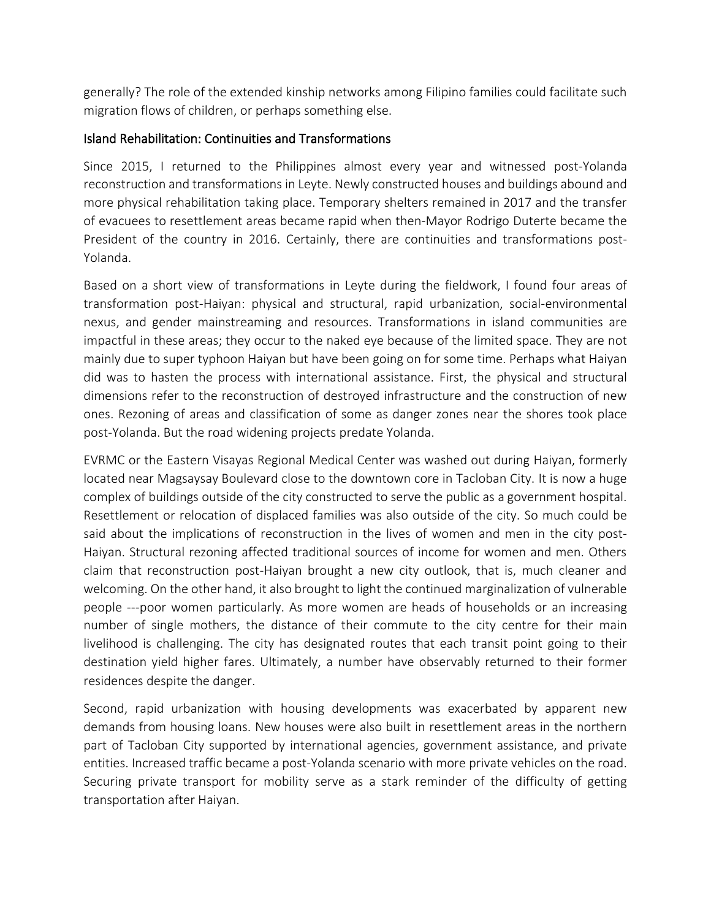generally? The role of the extended kinship networks among Filipino families could facilitate such migration flows of children, or perhaps something else.

## Island Rehabilitation: Continuities and Transformations

Since 2015, I returned to the Philippines almost every year and witnessed post-Yolanda reconstruction and transformations in Leyte. Newly constructed houses and buildings abound and more physical rehabilitation taking place. Temporary shelters remained in 2017 and the transfer of evacuees to resettlement areas became rapid when then-Mayor Rodrigo Duterte became the President of the country in 2016. Certainly, there are continuities and transformations post-Yolanda.

Based on a short view of transformations in Leyte during the fieldwork, I found four areas of transformation post-Haiyan: physical and structural, rapid urbanization, social-environmental nexus, and gender mainstreaming and resources. Transformations in island communities are impactful in these areas; they occur to the naked eye because of the limited space. They are not mainly due to super typhoon Haiyan but have been going on for some time. Perhaps what Haiyan did was to hasten the process with international assistance. First, the physical and structural dimensions refer to the reconstruction of destroyed infrastructure and the construction of new ones. Rezoning of areas and classification of some as danger zones near the shores took place post-Yolanda. But the road widening projects predate Yolanda.

EVRMC or the Eastern Visayas Regional Medical Center was washed out during Haiyan, formerly located near Magsaysay Boulevard close to the downtown core in Tacloban City. It is now a huge complex of buildings outside of the city constructed to serve the public as a government hospital. Resettlement or relocation of displaced families was also outside of the city. So much could be said about the implications of reconstruction in the lives of women and men in the city post-Haiyan. Structural rezoning affected traditional sources of income for women and men. Others claim that reconstruction post-Haiyan brought a new city outlook, that is, much cleaner and welcoming. On the other hand, it also brought to light the continued marginalization of vulnerable people ---poor women particularly. As more women are heads of households or an increasing number of single mothers, the distance of their commute to the city centre for their main livelihood is challenging. The city has designated routes that each transit point going to their destination yield higher fares. Ultimately, a number have observably returned to their former residences despite the danger.

Second, rapid urbanization with housing developments was exacerbated by apparent new demands from housing loans. New houses were also built in resettlement areas in the northern part of Tacloban City supported by international agencies, government assistance, and private entities. Increased traffic became a post-Yolanda scenario with more private vehicles on the road. Securing private transport for mobility serve as a stark reminder of the difficulty of getting transportation after Haiyan.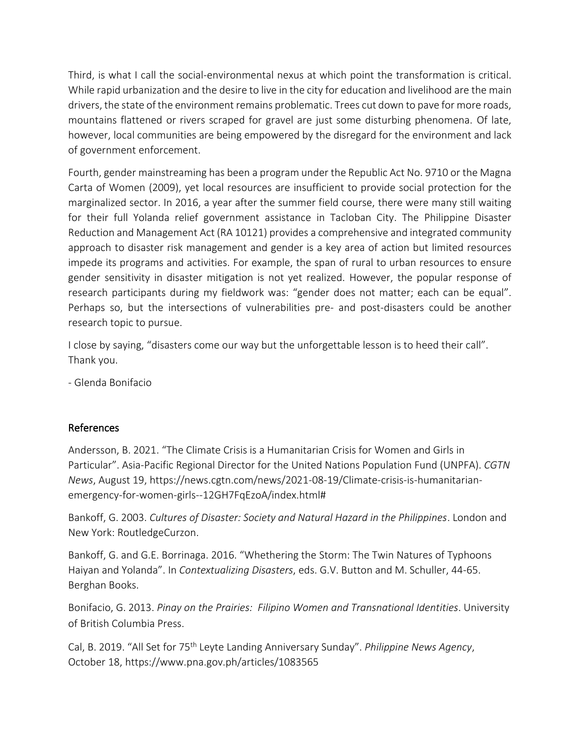Third, is what I call the social-environmental nexus at which point the transformation is critical. While rapid urbanization and the desire to live in the city for education and livelihood are the main drivers, the state of the environment remains problematic. Trees cut down to pave for more roads, mountains flattened or rivers scraped for gravel are just some disturbing phenomena. Of late, however, local communities are being empowered by the disregard for the environment and lack of government enforcement.

Fourth, gender mainstreaming has been a program under the Republic Act No. 9710 or the Magna Carta of Women (2009), yet local resources are insufficient to provide social protection for the marginalized sector. In 2016, a year after the summer field course, there were many still waiting for their full Yolanda relief government assistance in Tacloban City. The Philippine Disaster Reduction and Management Act (RA 10121) provides a comprehensive and integrated community approach to disaster risk management and gender is a key area of action but limited resources impede its programs and activities. For example, the span of rural to urban resources to ensure gender sensitivity in disaster mitigation is not yet realized. However, the popular response of research participants during my fieldwork was: "gender does not matter; each can be equal". Perhaps so, but the intersections of vulnerabilities pre- and post-disasters could be another research topic to pursue.

I close by saying, "disasters come our way but the unforgettable lesson is to heed their call". Thank you.

- Glenda Bonifacio

## References

Andersson, B. 2021. "The Climate Crisis is a Humanitarian Crisis for Women and Girls in Particular". Asia-Pacific Regional Director for the United Nations Population Fund (UNPFA). *CGTN News*, August 19, https://news.cgtn.com/news/2021-08-19/Climate-crisis-is-humanitarian-emergency-for-women-girls--12GH7FqEzoA/index.html#

Bankoff, G. 2003. *Cultures of Disaster: Society and Natural Hazard in the Philippines*. London and New York: RoutledgeCurzon.

Bankoff, G. and G.E. Borrinaga. 2016. "Whethering the Storm: The Twin Natures of Typhoons Haiyan and Yolanda". In *Contextualizing Disasters*, eds. G.V. Button and M. Schuller, 44-65. Berghan Books.

Bonifacio, G. 2013. *Pinay on the Prairies: Filipino Women and Transnational Identities*. University of British Columbia Press.

Cal, B. 2019. "All Set for 75th Leyte Landing Anniversary Sunday". *Philippine News Agency*, October 18, https://www.pna.gov.ph/articles/1083565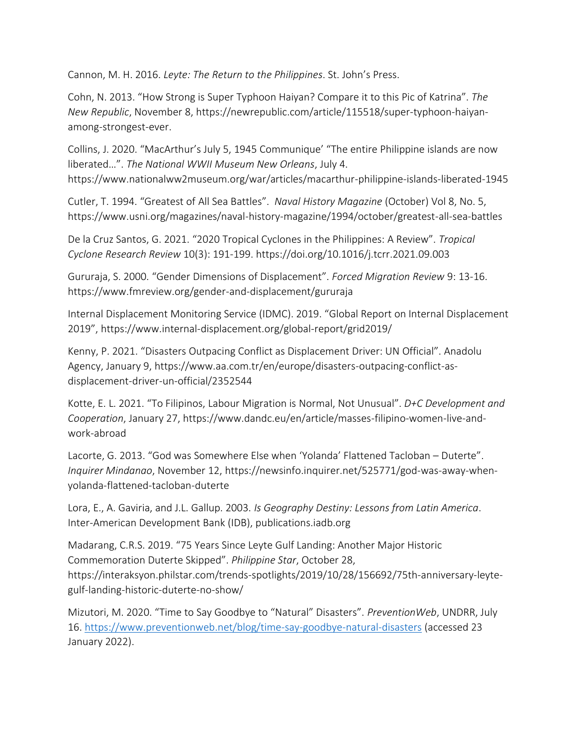Cannon, M. H. 2016. *Leyte: The Return to the Philippines*. St. John's Press.

Cohn, N. 2013. "How Strong is Super Typhoon Haiyan? Compare it to this Pic of Katrina". *The New Republic*, November 8, https://newrepublic.com/article/115518/super-typhoon-haiyan-among-strongest-ever.

Collins, J. 2020. "MacArthur's July 5, 1945 Communique' "The entire Philippine islands are now liberated…". *The National WWII Museum New Orleans*, July 4. https://www.nationalww2museum.org/war/articles/macarthur-philippine-islands-liberated-1945

Cutler, T. 1994. "Greatest of All Sea Battles". *Naval History Magazine* (October) Vol 8, No. 5, https://www.usni.org/magazines/naval-history-magazine/1994/october/greatest-all-sea-battles

De la Cruz Santos, G. 2021. "2020 Tropical Cyclones in the Philippines: A Review". *Tropical Cyclone Research Review* 10(3): 191-199. https://doi.org/10.1016/j.tcrr.2021.09.003

Gururaja, S. 2000. "Gender Dimensions of Displacement". *Forced Migration Review* 9: 13-16. https://www.fmreview.org/gender-and-displacement/gururaja

Internal Displacement Monitoring Service (IDMC). 2019. "Global Report on Internal Displacement 2019", https://www.internal-displacement.org/global-report/grid2019/

Kenny, P. 2021. "Disasters Outpacing Conflict as Displacement Driver: UN Official". Anadolu Agency, January 9, https://www.aa.com.tr/en/europe/disasters-outpacing-conflict-as-displacement-driver-un-official/2352544

Kotte, E. L. 2021. "To Filipinos, Labour Migration is Normal, Not Unusual". *D+C Development and Cooperation*, January 27, https://www.dandc.eu/en/article/masses-filipino-women-live-and-work-abroad

Lacorte, G. 2013. "God was Somewhere Else when 'Yolanda' Flattened Tacloban – Duterte". *Inquirer Mindanao*, November 12, https://newsinfo.inquirer.net/525771/god-was-away-when-yolanda-flattened-tacloban-duterte

Lora, E., A. Gaviria, and J.L. Gallup. 2003. *Is Geography Destiny: Lessons from Latin America*. Inter-American Development Bank (IDB), publications.iadb.org

Madarang, C.R.S. 2019. "75 Years Since Leyte Gulf Landing: Another Major Historic Commemoration Duterte Skipped". *Philippine Star*, October 28, https://interaksyon.philstar.com/trends-spotlights/2019/10/28/156692/75th-anniversary-leyte-gulf-landing-historic-duterte-no-show/

Mizutori, M. 2020. "Time to Say Goodbye to "Natural" Disasters". *PreventionWeb*, UNDRR, July 16. https://www.preventionweb.net/blog/time-say-goodbye-natural-disasters (accessed 23 January 2022).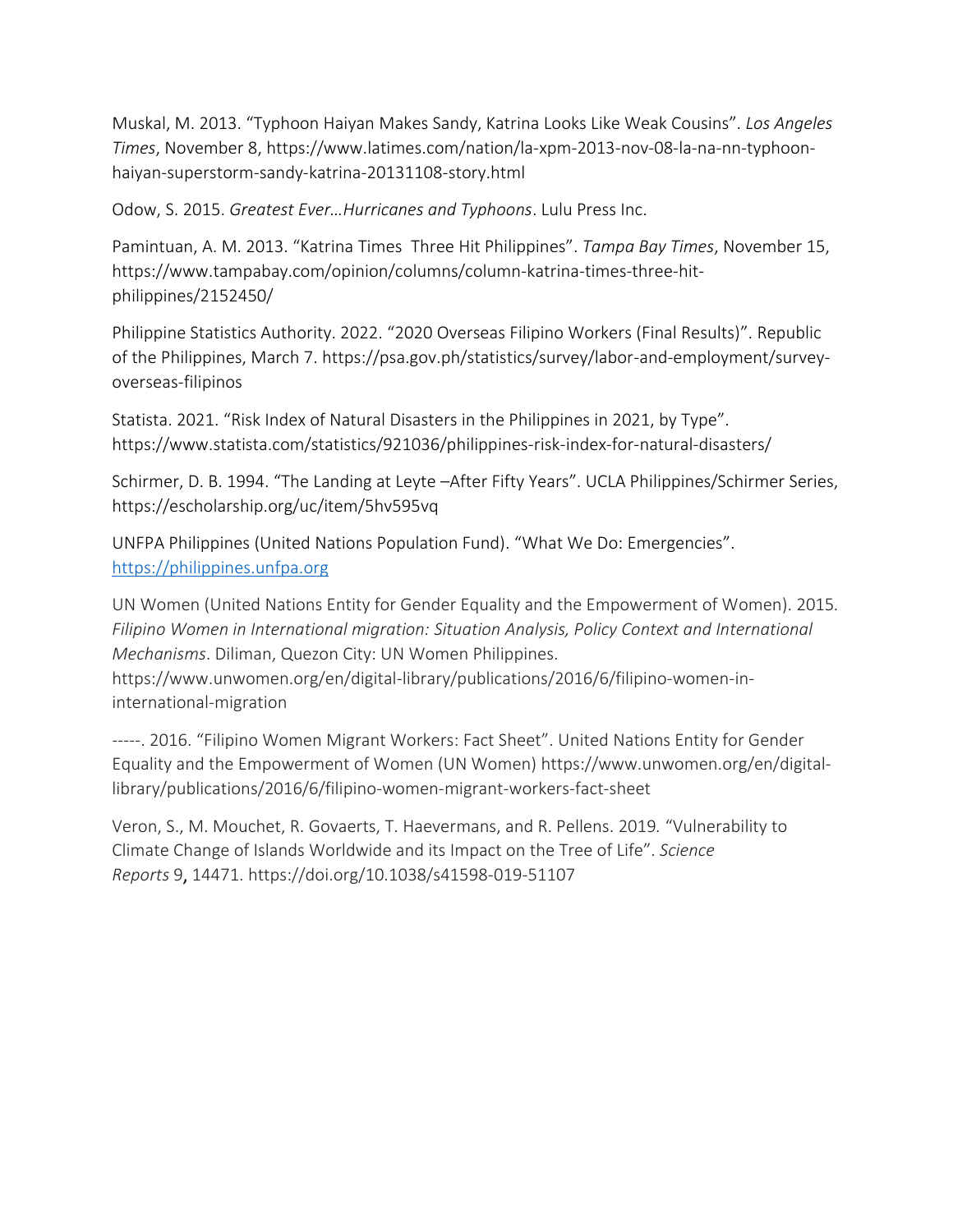Muskal, M. 2013. "Typhoon Haiyan Makes Sandy, Katrina Looks Like Weak Cousins". *Los Angeles Times*, November 8, https://www.latimes.com/nation/la-xpm-2013-nov-08-la-na-nn-typhoon-haiyan-superstorm-sandy-katrina-20131108-story.html

Odow, S. 2015. *Greatest Ever…Hurricanes and Typhoons*. Lulu Press Inc.

Pamintuan, A. M. 2013. "Katrina Times Three Hit Philippines". *Tampa Bay Times*, November 15, https://www.tampabay.com/opinion/columns/column-katrina-times-three-hit-philippines/2152450/

Philippine Statistics Authority. 2022. "2020 Overseas Filipino Workers (Final Results)". Republic of the Philippines, March 7. https://psa.gov.ph/statistics/survey/labor-and-employment/survey-overseas-filipinos

Statista. 2021. "Risk Index of Natural Disasters in the Philippines in 2021, by Type". https://www.statista.com/statistics/921036/philippines-risk-index-for-natural-disasters/

Schirmer, D. B. 1994. "The Landing at Leyte –After Fifty Years". UCLA Philippines/Schirmer Series, https://escholarship.org/uc/item/5hv595vq

UNFPA Philippines (United Nations Population Fund). "What We Do: Emergencies". https://philippines.unfpa.org

UN Women (United Nations Entity for Gender Equality and the Empowerment of Women). 2015. *Filipino Women in International migration: Situation Analysis, Policy Context and International Mechanisms*. Diliman, Quezon City: UN Women Philippines. https://www.unwomen.org/en/digital-library/publications/2016/6/filipino-women-in-international-migration

-----. 2016. "Filipino Women Migrant Workers: Fact Sheet". United Nations Entity for Gender Equality and the Empowerment of Women (UN Women) https://www.unwomen.org/en/digital-library/publications/2016/6/filipino-women-migrant-workers-fact-sheet

Veron, S., M. Mouchet, R. Govaerts, T. Haevermans, and R. Pellens. 2019. "Vulnerability to Climate Change of Islands Worldwide and its Impact on the Tree of Life". *Science Reports* 9, 14471. https://doi.org/10.1038/s41598-019-51107